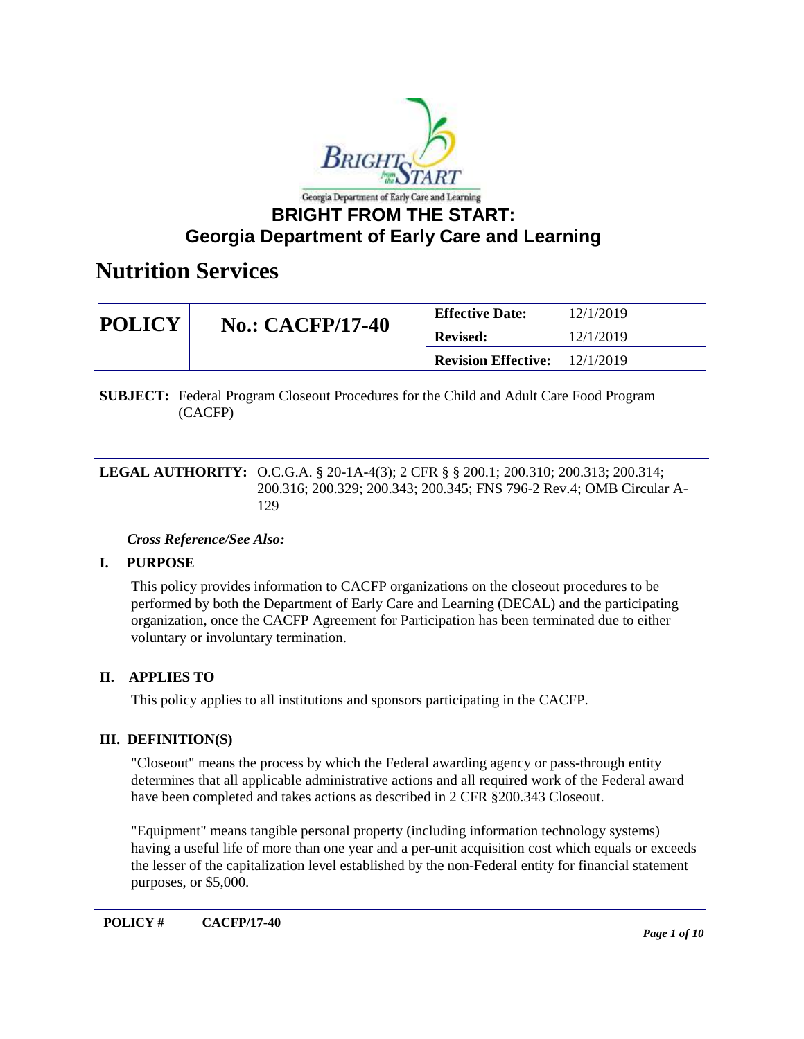Georgia Department of Early Care and Learning

# BRIGHT FROM THE START: Georgia Department of Early Care and Learning

# Nutrition Services

| POLICY | No.: CACFP/17-40 | Effective Date: | 12/1/2019 |
|---|---|---|---|
| | | Revised: | 12/1/2019 |
| | | Revision Effective: | 12/1/2019 |

**SUBJECT:** Federal Program Closeout Procedures for the Child and Adult Care Food Program (CACFP)

**LEGAL AUTHORITY:** O.C.G.A. § 20-1A-4(3); 2 CFR § § 200.1; 200.310; 200.313; 200.314; 200.316; 200.329; 200.343; 200.345; FNS 796-2 Rev.4; OMB Circular A-129

***Cross Reference/See Also:***

## I. PURPOSE

This policy provides information to CACFP organizations on the closeout procedures to be performed by both the Department of Early Care and Learning (DECAL) and the participating organization, once the CACFP Agreement for Participation has been terminated due to either voluntary or involuntary termination.

## II. APPLIES TO

This policy applies to all institutions and sponsors participating in the CACFP.

## III. DEFINITION(S)

"Closeout" means the process by which the Federal awarding agency or pass-through entity determines that all applicable administrative actions and all required work of the Federal award have been completed and takes actions as described in 2 CFR §200.343 Closeout.

"Equipment" means tangible personal property (including information technology systems) having a useful life of more than one year and a per-unit acquisition cost which equals or exceeds the lesser of the capitalization level established by the non-Federal entity for financial statement purposes, or $5,000.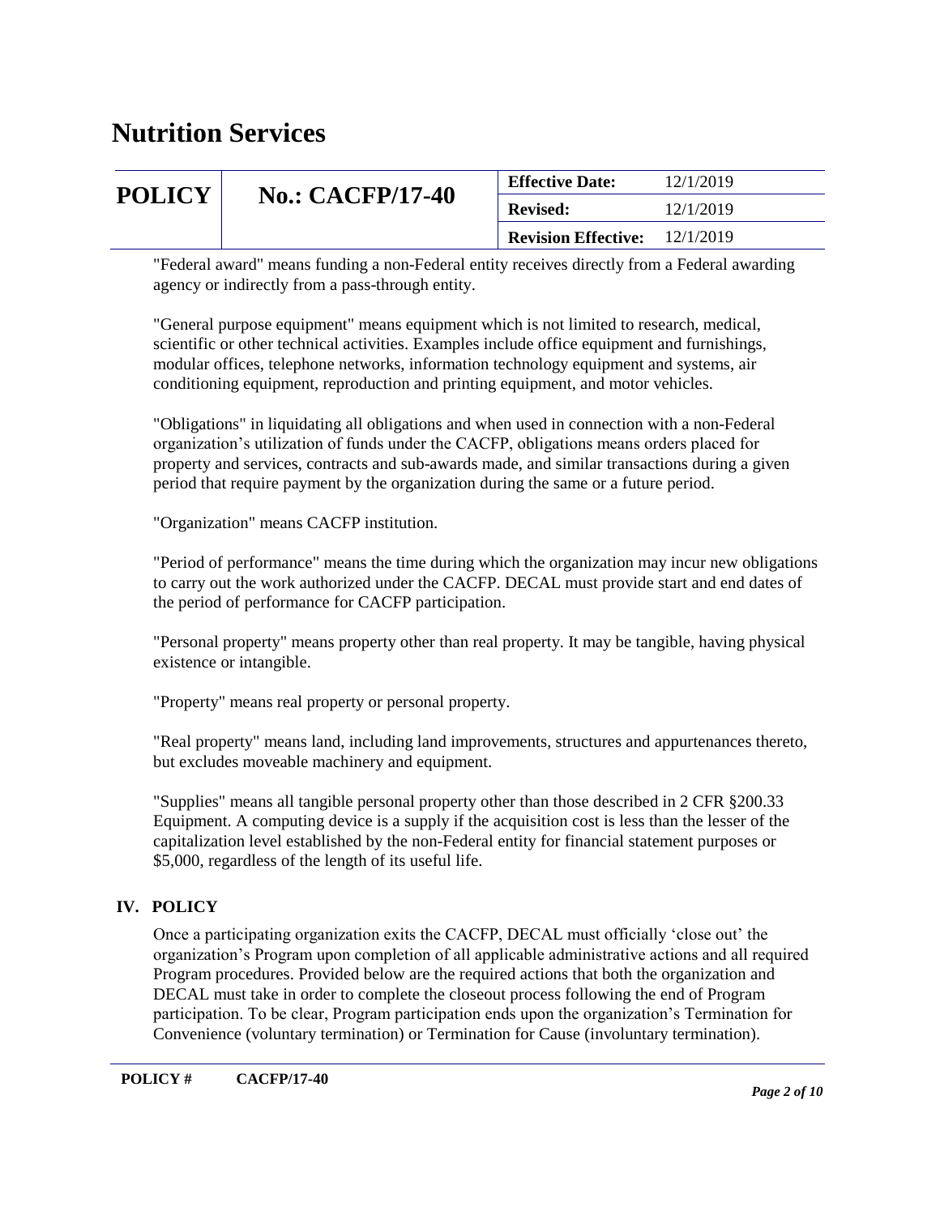"Federal award" means funding a non-Federal entity receives directly from a Federal awarding agency or indirectly from a pass-through entity.

"General purpose equipment" means equipment which is not limited to research, medical, scientific or other technical activities. Examples include office equipment and furnishings, modular offices, telephone networks, information technology equipment and systems, air conditioning equipment, reproduction and printing equipment, and motor vehicles.

"Obligations" in liquidating all obligations and when used in connection with a non-Federal organization's utilization of funds under the CACFP, obligations means orders placed for property and services, contracts and sub-awards made, and similar transactions during a given period that require payment by the organization during the same or a future period.

"Organization" means CACFP institution.

"Period of performance" means the time during which the organization may incur new obligations to carry out the work authorized under the CACFP. DECAL must provide start and end dates of the period of performance for CACFP participation.

"Personal property" means property other than real property. It may be tangible, having physical existence or intangible.

"Property" means real property or personal property.

"Real property" means land, including land improvements, structures and appurtenances thereto, but excludes moveable machinery and equipment.

"Supplies" means all tangible personal property other than those described in 2 CFR §200.33 Equipment. A computing device is a supply if the acquisition cost is less than the lesser of the capitalization level established by the non-Federal entity for financial statement purposes or $5,000, regardless of the length of its useful life.

## IV. POLICY

Once a participating organization exits the CACFP, DECAL must officially 'close out' the organization's Program upon completion of all applicable administrative actions and all required Program procedures. Provided below are the required actions that both the organization and DECAL must take in order to complete the closeout process following the end of Program participation. To be clear, Program participation ends upon the organization's Termination for Convenience (voluntary termination) or Termination for Cause (involuntary termination).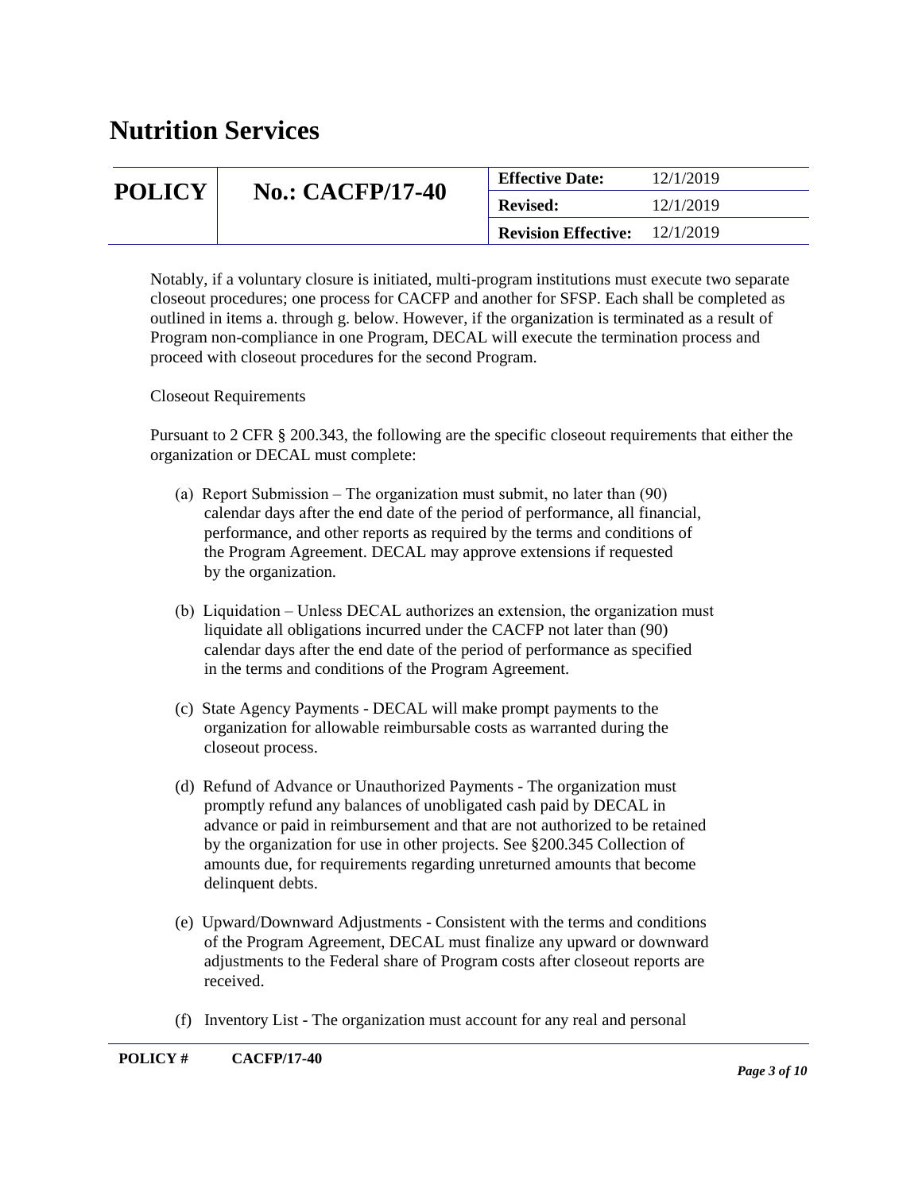Notably, if a voluntary closure is initiated, multi-program institutions must execute two separate closeout procedures; one process for CACFP and another for SFSP. Each shall be completed as outlined in items a. through g. below. However, if the organization is terminated as a result of Program non-compliance in one Program, DECAL will execute the termination process and proceed with closeout procedures for the second Program.

Closeout Requirements

Pursuant to 2 CFR § 200.343, the following are the specific closeout requirements that either the organization or DECAL must complete:

(a) Report Submission – The organization must submit, no later than (90) calendar days after the end date of the period of performance, all financial, performance, and other reports as required by the terms and conditions of the Program Agreement. DECAL may approve extensions if requested by the organization.

(b) Liquidation – Unless DECAL authorizes an extension, the organization must liquidate all obligations incurred under the CACFP not later than (90) calendar days after the end date of the period of performance as specified in the terms and conditions of the Program Agreement.

(c) State Agency Payments - DECAL will make prompt payments to the organization for allowable reimbursable costs as warranted during the closeout process.

(d) Refund of Advance or Unauthorized Payments - The organization must promptly refund any balances of unobligated cash paid by DECAL in advance or paid in reimbursement and that are not authorized to be retained by the organization for use in other projects. See §200.345 Collection of amounts due, for requirements regarding unreturned amounts that become delinquent debts.

(e) Upward/Downward Adjustments - Consistent with the terms and conditions of the Program Agreement, DECAL must finalize any upward or downward adjustments to the Federal share of Program costs after closeout reports are received.

(f) Inventory List - The organization must account for any real and personal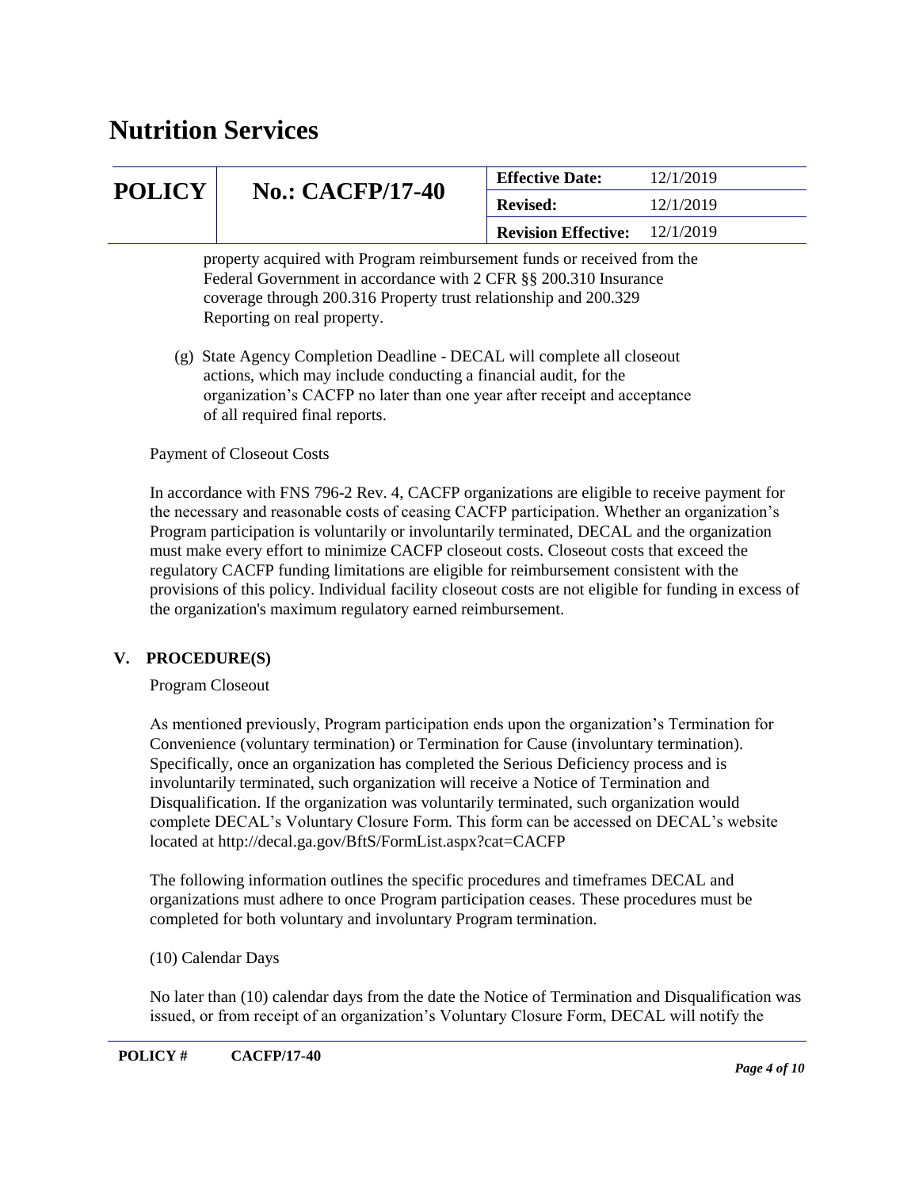property acquired with Program reimbursement funds or received from the Federal Government in accordance with 2 CFR §§ 200.310 Insurance coverage through 200.316 Property trust relationship and 200.329 Reporting on real property.

(g) State Agency Completion Deadline - DECAL will complete all closeout actions, which may include conducting a financial audit, for the organization's CACFP no later than one year after receipt and acceptance of all required final reports.

Payment of Closeout Costs

In accordance with FNS 796-2 Rev. 4, CACFP organizations are eligible to receive payment for the necessary and reasonable costs of ceasing CACFP participation. Whether an organization's Program participation is voluntarily or involuntarily terminated, DECAL and the organization must make every effort to minimize CACFP closeout costs. Closeout costs that exceed the regulatory CACFP funding limitations are eligible for reimbursement consistent with the provisions of this policy. Individual facility closeout costs are not eligible for funding in excess of the organization's maximum regulatory earned reimbursement.

## V. PROCEDURE(S)

Program Closeout

As mentioned previously, Program participation ends upon the organization's Termination for Convenience (voluntary termination) or Termination for Cause (involuntary termination). Specifically, once an organization has completed the Serious Deficiency process and is involuntarily terminated, such organization will receive a Notice of Termination and Disqualification. If the organization was voluntarily terminated, such organization would complete DECAL's Voluntary Closure Form. This form can be accessed on DECAL's website located at http://decal.ga.gov/BftS/FormList.aspx?cat=CACFP

The following information outlines the specific procedures and timeframes DECAL and organizations must adhere to once Program participation ceases. These procedures must be completed for both voluntary and involuntary Program termination.

(10) Calendar Days

No later than (10) calendar days from the date the Notice of Termination and Disqualification was issued, or from receipt of an organization's Voluntary Closure Form, DECAL will notify the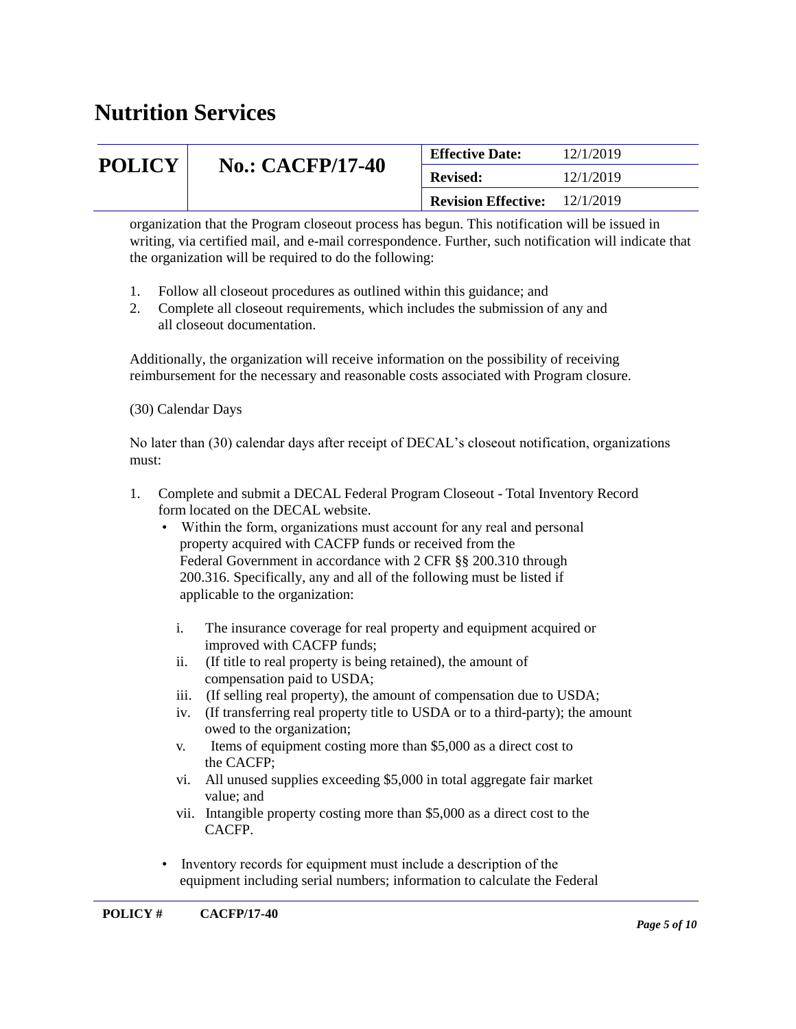organization that the Program closeout process has begun. This notification will be issued in writing, via certified mail, and e-mail correspondence. Further, such notification will indicate that the organization will be required to do the following:

1. Follow all closeout procedures as outlined within this guidance; and
2. Complete all closeout requirements, which includes the submission of any and all closeout documentation.

Additionally, the organization will receive information on the possibility of receiving reimbursement for the necessary and reasonable costs associated with Program closure.

(30) Calendar Days

No later than (30) calendar days after receipt of DECAL's closeout notification, organizations must:

1. Complete and submit a DECAL Federal Program Closeout - Total Inventory Record form located on the DECAL website.
   - Within the form, organizations must account for any real and personal property acquired with CACFP funds or received from the Federal Government in accordance with 2 CFR §§ 200.310 through 200.316. Specifically, any and all of the following must be listed if applicable to the organization:

     i. The insurance coverage for real property and equipment acquired or improved with CACFP funds;
     ii. (If title to real property is being retained), the amount of compensation paid to USDA;
     iii. (If selling real property), the amount of compensation due to USDA;
     iv. (If transferring real property title to USDA or to a third-party); the amount owed to the organization;
     v. Items of equipment costing more than $5,000 as a direct cost to the CACFP;
     vi. All unused supplies exceeding $5,000 in total aggregate fair market value; and
     vii. Intangible property costing more than $5,000 as a direct cost to the CACFP.

   - Inventory records for equipment must include a description of the equipment including serial numbers; information to calculate the Federal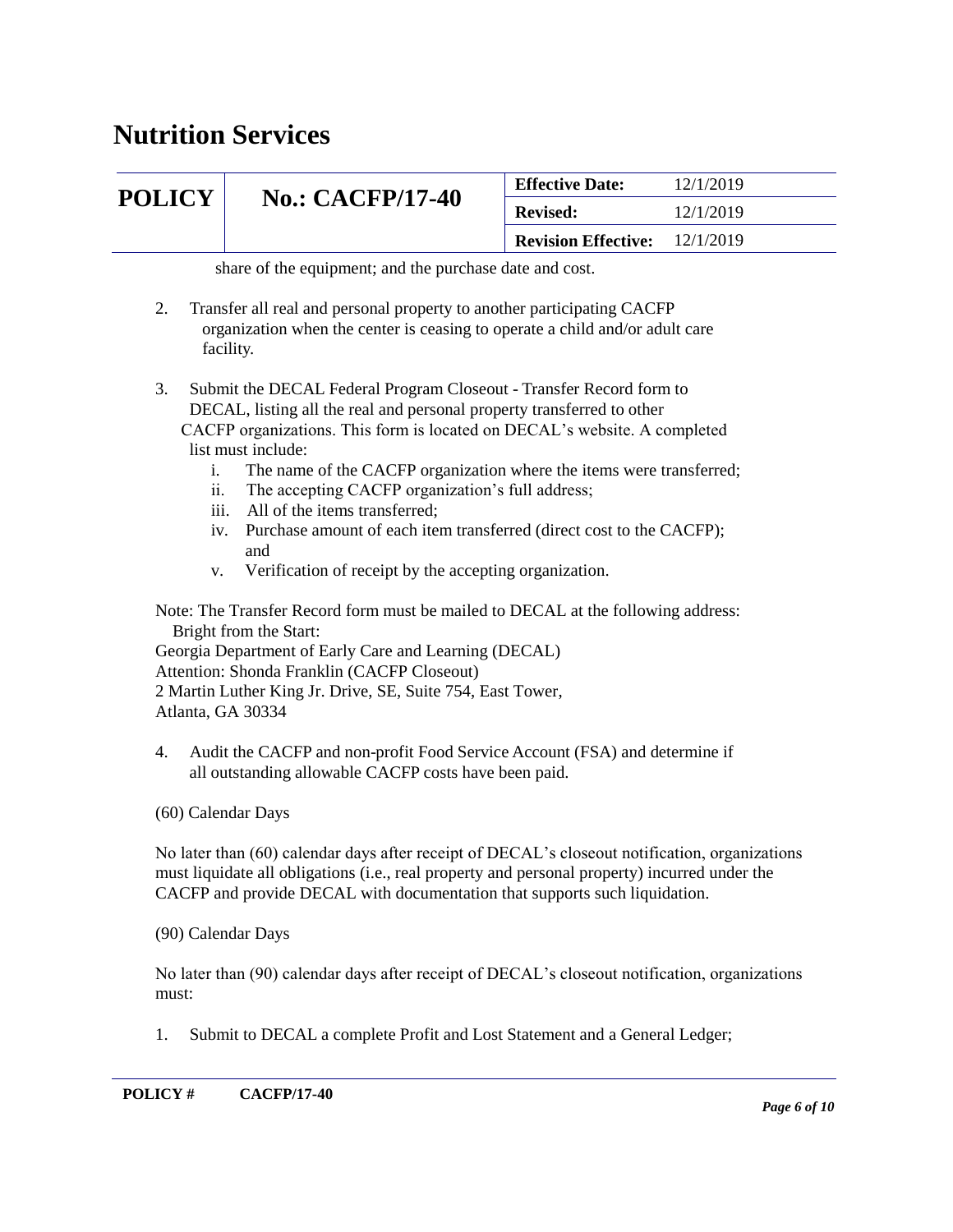share of the equipment; and the purchase date and cost.

2. Transfer all real and personal property to another participating CACFP organization when the center is ceasing to operate a child and/or adult care facility.

3. Submit the DECAL Federal Program Closeout - Transfer Record form to DECAL, listing all the real and personal property transferred to other CACFP organizations. This form is located on DECAL's website. A completed list must include:
   i. The name of the CACFP organization where the items were transferred;
   ii. The accepting CACFP organization's full address;
   iii. All of the items transferred;
   iv. Purchase amount of each item transferred (direct cost to the CACFP); and
   v. Verification of receipt by the accepting organization.

Note: The Transfer Record form must be mailed to DECAL at the following address:
Bright from the Start:
Georgia Department of Early Care and Learning (DECAL)
Attention: Shonda Franklin (CACFP Closeout)
2 Martin Luther King Jr. Drive, SE, Suite 754, East Tower,
Atlanta, GA 30334

4. Audit the CACFP and non-profit Food Service Account (FSA) and determine if all outstanding allowable CACFP costs have been paid.

(60) Calendar Days

No later than (60) calendar days after receipt of DECAL's closeout notification, organizations must liquidate all obligations (i.e., real property and personal property) incurred under the CACFP and provide DECAL with documentation that supports such liquidation.

(90) Calendar Days

No later than (90) calendar days after receipt of DECAL's closeout notification, organizations must:

1. Submit to DECAL a complete Profit and Lost Statement and a General Ledger;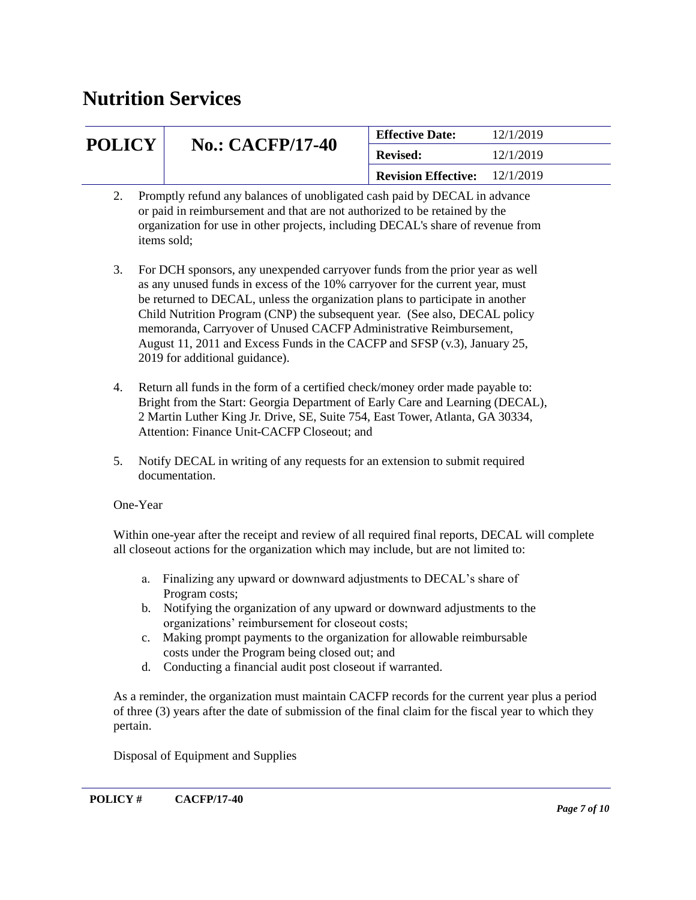2. Promptly refund any balances of unobligated cash paid by DECAL in advance or paid in reimbursement and that are not authorized to be retained by the organization for use in other projects, including DECAL's share of revenue from items sold;

3. For DCH sponsors, any unexpended carryover funds from the prior year as well as any unused funds in excess of the 10% carryover for the current year, must be returned to DECAL, unless the organization plans to participate in another Child Nutrition Program (CNP) the subsequent year. (See also, DECAL policy memoranda, Carryover of Unused CACFP Administrative Reimbursement, August 11, 2011 and Excess Funds in the CACFP and SFSP (v.3), January 25, 2019 for additional guidance).

4. Return all funds in the form of a certified check/money order made payable to: Bright from the Start: Georgia Department of Early Care and Learning (DECAL), 2 Martin Luther King Jr. Drive, SE, Suite 754, East Tower, Atlanta, GA 30334, Attention: Finance Unit-CACFP Closeout; and

5. Notify DECAL in writing of any requests for an extension to submit required documentation.

One-Year

Within one-year after the receipt and review of all required final reports, DECAL will complete all closeout actions for the organization which may include, but are not limited to:

a. Finalizing any upward or downward adjustments to DECAL's share of Program costs;
b. Notifying the organization of any upward or downward adjustments to the organizations' reimbursement for closeout costs;
c. Making prompt payments to the organization for allowable reimbursable costs under the Program being closed out; and
d. Conducting a financial audit post closeout if warranted.

As a reminder, the organization must maintain CACFP records for the current year plus a period of three (3) years after the date of submission of the final claim for the fiscal year to which they pertain.

Disposal of Equipment and Supplies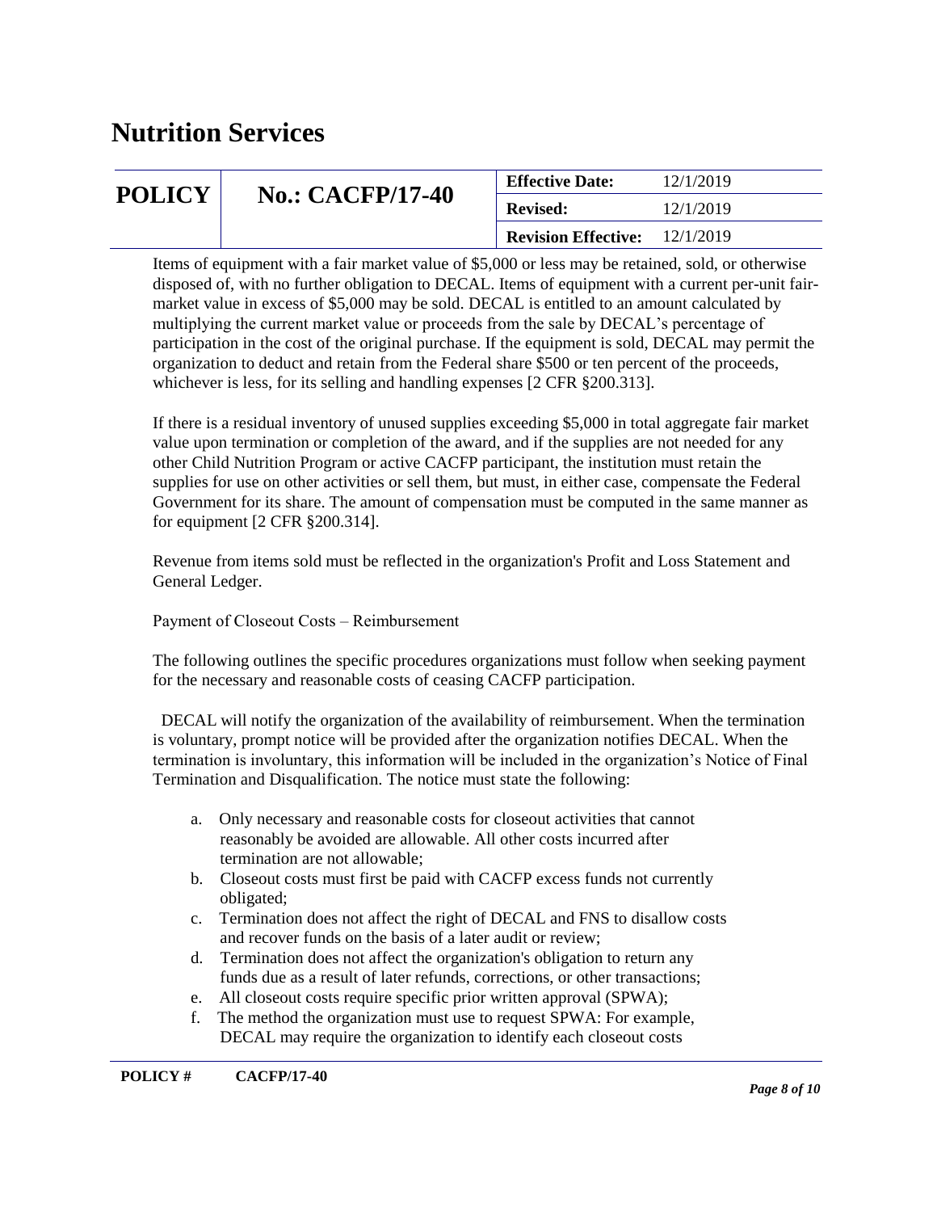Items of equipment with a fair market value of $5,000 or less may be retained, sold, or otherwise disposed of, with no further obligation to DECAL. Items of equipment with a current per-unit fair-market value in excess of $5,000 may be sold. DECAL is entitled to an amount calculated by multiplying the current market value or proceeds from the sale by DECAL's percentage of participation in the cost of the original purchase. If the equipment is sold, DECAL may permit the organization to deduct and retain from the Federal share $500 or ten percent of the proceeds, whichever is less, for its selling and handling expenses [2 CFR §200.313].

If there is a residual inventory of unused supplies exceeding $5,000 in total aggregate fair market value upon termination or completion of the award, and if the supplies are not needed for any other Child Nutrition Program or active CACFP participant, the institution must retain the supplies for use on other activities or sell them, but must, in either case, compensate the Federal Government for its share. The amount of compensation must be computed in the same manner as for equipment [2 CFR §200.314].

Revenue from items sold must be reflected in the organization's Profit and Loss Statement and General Ledger.

Payment of Closeout Costs – Reimbursement

The following outlines the specific procedures organizations must follow when seeking payment for the necessary and reasonable costs of ceasing CACFP participation.

DECAL will notify the organization of the availability of reimbursement. When the termination is voluntary, prompt notice will be provided after the organization notifies DECAL. When the termination is involuntary, this information will be included in the organization's Notice of Final Termination and Disqualification. The notice must state the following:

a. Only necessary and reasonable costs for closeout activities that cannot reasonably be avoided are allowable. All other costs incurred after termination are not allowable;
b. Closeout costs must first be paid with CACFP excess funds not currently obligated;
c. Termination does not affect the right of DECAL and FNS to disallow costs and recover funds on the basis of a later audit or review;
d. Termination does not affect the organization's obligation to return any funds due as a result of later refunds, corrections, or other transactions;
e. All closeout costs require specific prior written approval (SPWA);
f. The method the organization must use to request SPWA: For example, DECAL may require the organization to identify each closeout costs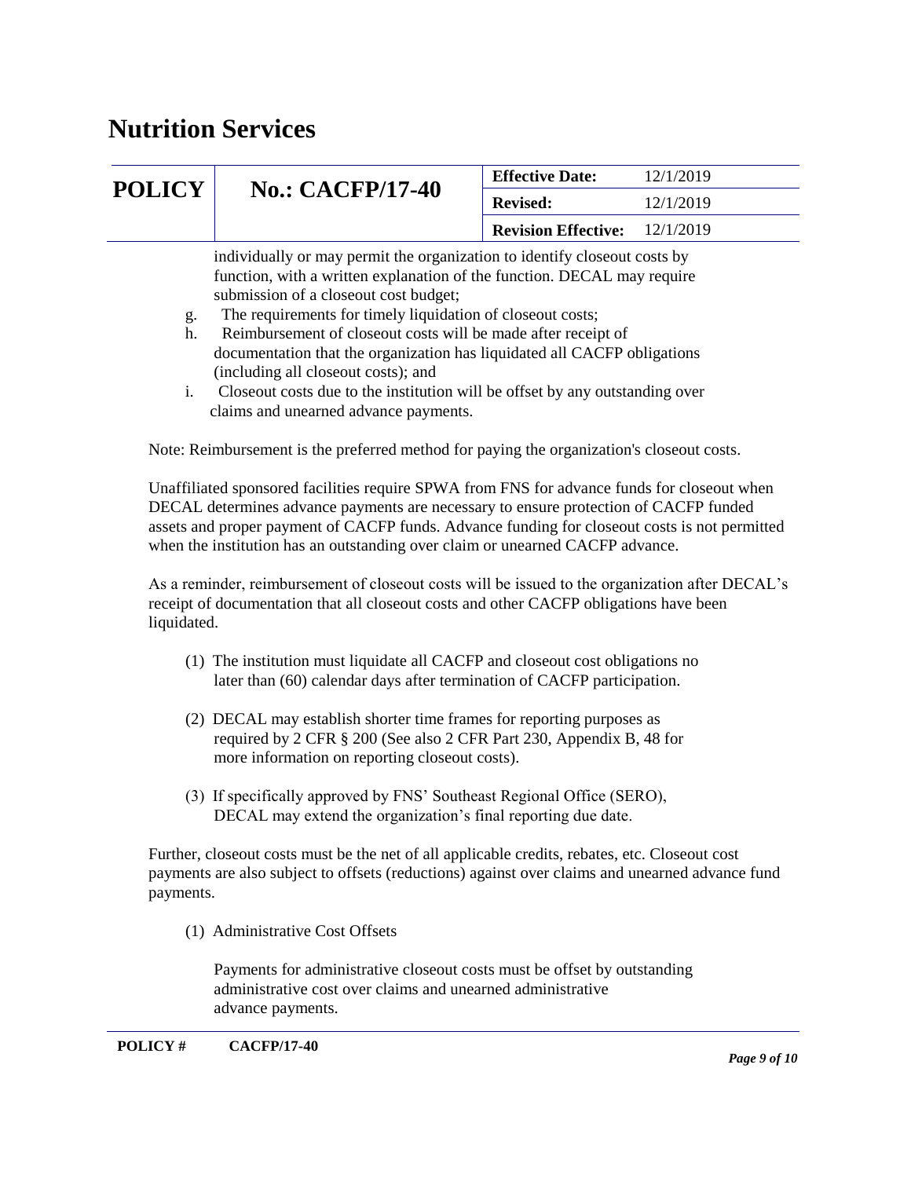individually or may permit the organization to identify closeout costs by function, with a written explanation of the function. DECAL may require submission of a closeout cost budget;

g. The requirements for timely liquidation of closeout costs;
h. Reimbursement of closeout costs will be made after receipt of documentation that the organization has liquidated all CACFP obligations (including all closeout costs); and
i. Closeout costs due to the institution will be offset by any outstanding over claims and unearned advance payments.

Note: Reimbursement is the preferred method for paying the organization's closeout costs.

Unaffiliated sponsored facilities require SPWA from FNS for advance funds for closeout when DECAL determines advance payments are necessary to ensure protection of CACFP funded assets and proper payment of CACFP funds. Advance funding for closeout costs is not permitted when the institution has an outstanding over claim or unearned CACFP advance.

As a reminder, reimbursement of closeout costs will be issued to the organization after DECAL's receipt of documentation that all closeout costs and other CACFP obligations have been liquidated.

(1) The institution must liquidate all CACFP and closeout cost obligations no later than (60) calendar days after termination of CACFP participation.

(2) DECAL may establish shorter time frames for reporting purposes as required by 2 CFR § 200 (See also 2 CFR Part 230, Appendix B, 48 for more information on reporting closeout costs).

(3) If specifically approved by FNS' Southeast Regional Office (SERO), DECAL may extend the organization's final reporting due date.

Further, closeout costs must be the net of all applicable credits, rebates, etc. Closeout cost payments are also subject to offsets (reductions) against over claims and unearned advance fund payments.

(1) Administrative Cost Offsets

Payments for administrative closeout costs must be offset by outstanding administrative cost over claims and unearned administrative advance payments.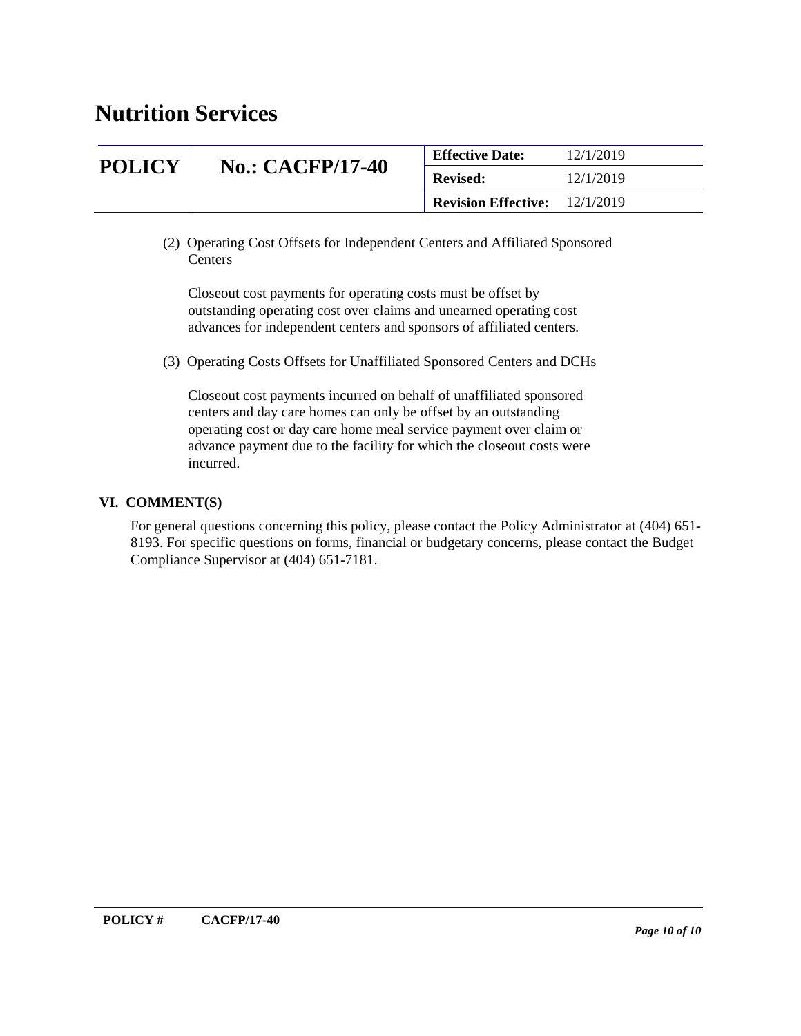(2) Operating Cost Offsets for Independent Centers and Affiliated Sponsored Centers

Closeout cost payments for operating costs must be offset by outstanding operating cost over claims and unearned operating cost advances for independent centers and sponsors of affiliated centers.

(3) Operating Costs Offsets for Unaffiliated Sponsored Centers and DCHs

Closeout cost payments incurred on behalf of unaffiliated sponsored centers and day care homes can only be offset by an outstanding operating cost or day care home meal service payment over claim or advance payment due to the facility for which the closeout costs were incurred.

## VI. COMMENT(S)

For general questions concerning this policy, please contact the Policy Administrator at (404) 651-8193. For specific questions on forms, financial or budgetary concerns, please contact the Budget Compliance Supervisor at (404) 651-7181.